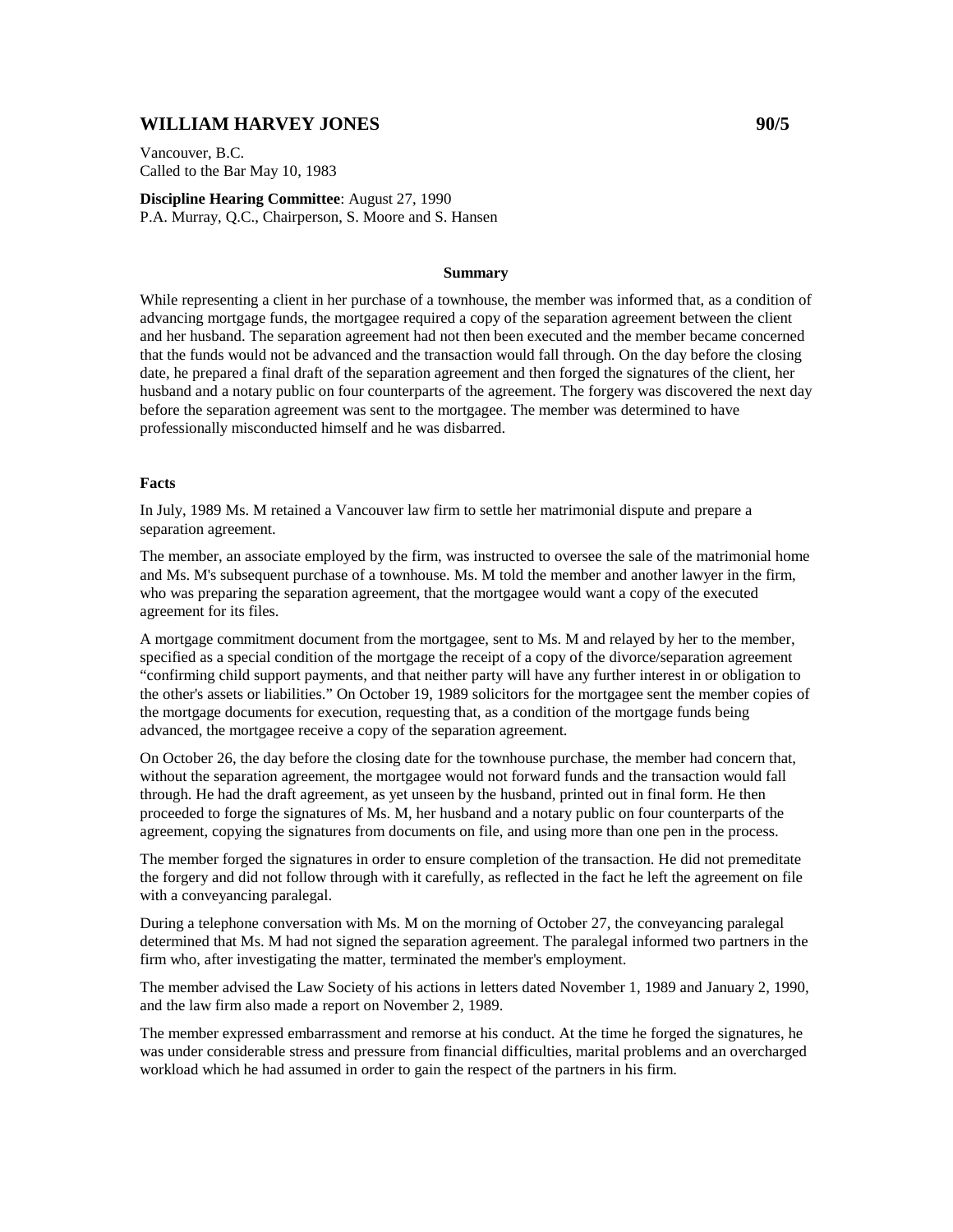# WILLIAM HARVEY JONES 90/5

Vancouver, B.C.
Called to the Bar May 10, 1983

**Discipline Hearing Committee**: August 27, 1990
P.A. Murray, Q.C., Chairperson, S. Moore and S. Hansen

## Summary

While representing a client in her purchase of a townhouse, the member was informed that, as a condition of advancing mortgage funds, the mortgagee required a copy of the separation agreement between the client and her husband. The separation agreement had not then been executed and the member became concerned that the funds would not be advanced and the transaction would fall through. On the day before the closing date, he prepared a final draft of the separation agreement and then forged the signatures of the client, her husband and a notary public on four counterparts of the agreement. The forgery was discovered the next day before the separation agreement was sent to the mortgagee. The member was determined to have professionally misconducted himself and he was disbarred.

### Facts

In July, 1989 Ms. M retained a Vancouver law firm to settle her matrimonial dispute and prepare a separation agreement.

The member, an associate employed by the firm, was instructed to oversee the sale of the matrimonial home and Ms. M's subsequent purchase of a townhouse. Ms. M told the member and another lawyer in the firm, who was preparing the separation agreement, that the mortgagee would want a copy of the executed agreement for its files.

A mortgage commitment document from the mortgagee, sent to Ms. M and relayed by her to the member, specified as a special condition of the mortgage the receipt of a copy of the divorce/separation agreement "confirming child support payments, and that neither party will have any further interest in or obligation to the other's assets or liabilities." On October 19, 1989 solicitors for the mortgagee sent the member copies of the mortgage documents for execution, requesting that, as a condition of the mortgage funds being advanced, the mortgagee receive a copy of the separation agreement.

On October 26, the day before the closing date for the townhouse purchase, the member had concern that, without the separation agreement, the mortgagee would not forward funds and the transaction would fall through. He had the draft agreement, as yet unseen by the husband, printed out in final form. He then proceeded to forge the signatures of Ms. M, her husband and a notary public on four counterparts of the agreement, copying the signatures from documents on file, and using more than one pen in the process.

The member forged the signatures in order to ensure completion of the transaction. He did not premeditate the forgery and did not follow through with it carefully, as reflected in the fact he left the agreement on file with a conveyancing paralegal.

During a telephone conversation with Ms. M on the morning of October 27, the conveyancing paralegal determined that Ms. M had not signed the separation agreement. The paralegal informed two partners in the firm who, after investigating the matter, terminated the member's employment.

The member advised the Law Society of his actions in letters dated November 1, 1989 and January 2, 1990, and the law firm also made a report on November 2, 1989.

The member expressed embarrassment and remorse at his conduct. At the time he forged the signatures, he was under considerable stress and pressure from financial difficulties, marital problems and an overcharged workload which he had assumed in order to gain the respect of the partners in his firm.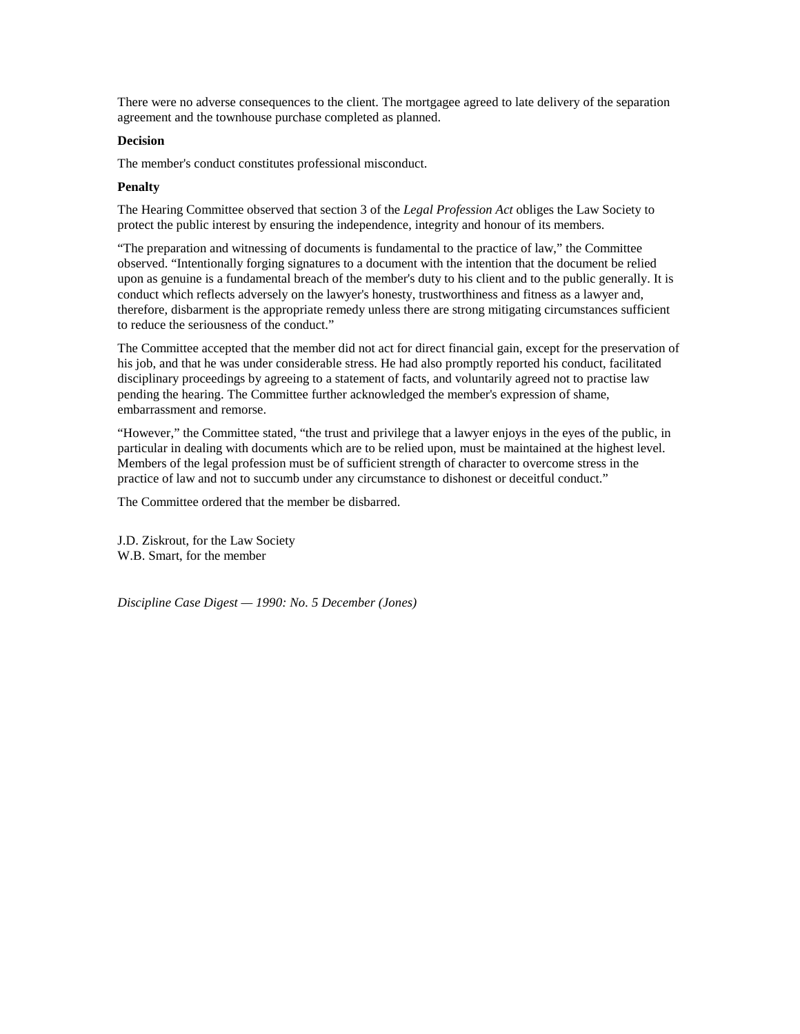There were no adverse consequences to the client. The mortgagee agreed to late delivery of the separation agreement and the townhouse purchase completed as planned.

**Decision**

The member's conduct constitutes professional misconduct.

**Penalty**

The Hearing Committee observed that section 3 of the *Legal Profession Act* obliges the Law Society to protect the public interest by ensuring the independence, integrity and honour of its members.

"The preparation and witnessing of documents is fundamental to the practice of law," the Committee observed. "Intentionally forging signatures to a document with the intention that the document be relied upon as genuine is a fundamental breach of the member's duty to his client and to the public generally. It is conduct which reflects adversely on the lawyer's honesty, trustworthiness and fitness as a lawyer and, therefore, disbarment is the appropriate remedy unless there are strong mitigating circumstances sufficient to reduce the seriousness of the conduct."

The Committee accepted that the member did not act for direct financial gain, except for the preservation of his job, and that he was under considerable stress. He had also promptly reported his conduct, facilitated disciplinary proceedings by agreeing to a statement of facts, and voluntarily agreed not to practise law pending the hearing. The Committee further acknowledged the member's expression of shame, embarrassment and remorse.

"However," the Committee stated, "the trust and privilege that a lawyer enjoys in the eyes of the public, in particular in dealing with documents which are to be relied upon, must be maintained at the highest level. Members of the legal profession must be of sufficient strength of character to overcome stress in the practice of law and not to succumb under any circumstance to dishonest or deceitful conduct."

The Committee ordered that the member be disbarred.

J.D. Ziskrout, for the Law Society
W.B. Smart, for the member

*Discipline Case Digest — 1990: No. 5 December (Jones)*